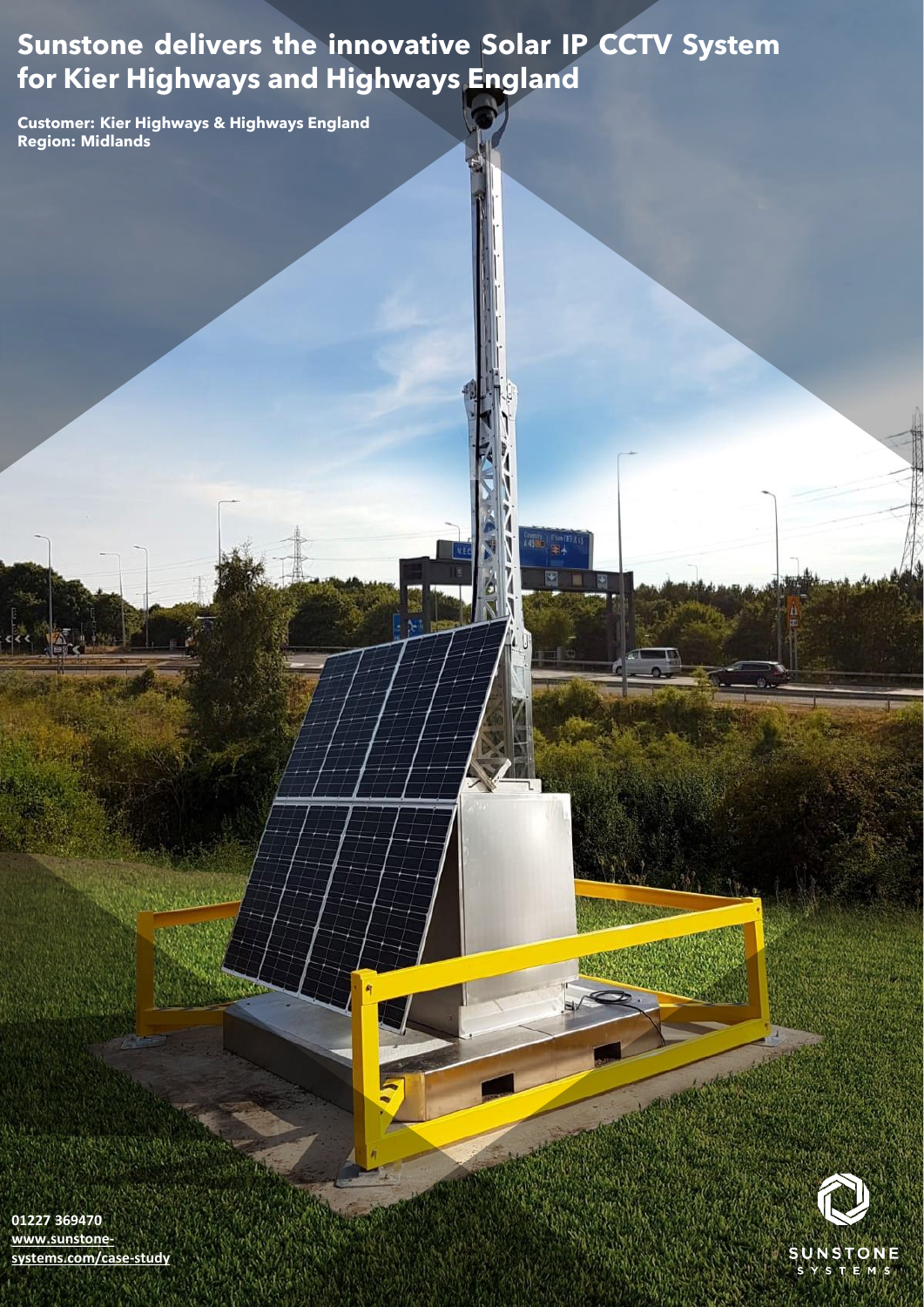# Sunstone delivers the innovative Solar IP CCTV System for Kier Highways and Highways England

**Customer: Kier Highways & Highways England**
**Region: Midlands**

**01227 369470**
**www.sunstone-systems.com/case-study**

SUNSTONE SYSTEMS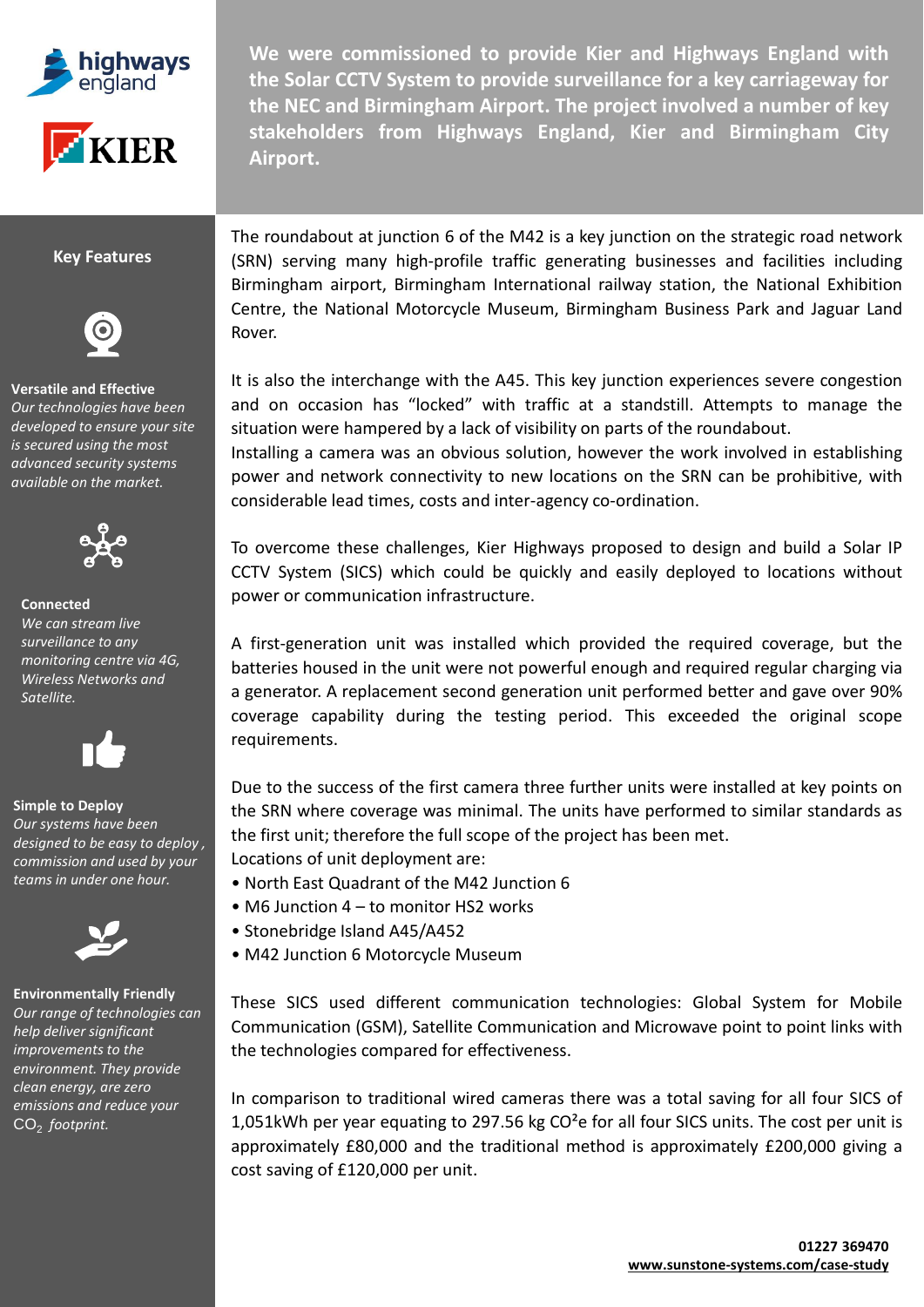**We were commissioned to provide Kier and Highways England with the Solar CCTV System to provide surveillance for a key carriageway for the NEC and Birmingham Airport. The project involved a number of key stakeholders from Highways England, Kier and Birmingham City Airport.**

## Key Features

**Versatile and Effective**
*Our technologies have been developed to ensure your site is secured using the most advanced security systems available on the market.*

**Connected**
*We can stream live surveillance to any monitoring centre via 4G, Wireless Networks and Satellite.*

**Simple to Deploy**
*Our systems have been designed to be easy to deploy, commission and used by your teams in under one hour.*

**Environmentally Friendly**
*Our range of technologies can help deliver significant improvements to the environment. They provide clean energy, are zero emissions and reduce your* $CO_2$ *footprint.*

The roundabout at junction 6 of the M42 is a key junction on the strategic road network (SRN) serving many high-profile traffic generating businesses and facilities including Birmingham airport, Birmingham International railway station, the National Exhibition Centre, the National Motorcycle Museum, Birmingham Business Park and Jaguar Land Rover.

It is also the interchange with the A45. This key junction experiences severe congestion and on occasion has "locked" with traffic at a standstill. Attempts to manage the situation were hampered by a lack of visibility on parts of the roundabout.
Installing a camera was an obvious solution, however the work involved in establishing power and network connectivity to new locations on the SRN can be prohibitive, with considerable lead times, costs and inter-agency co-ordination.

To overcome these challenges, Kier Highways proposed to design and build a Solar IP CCTV System (SICS) which could be quickly and easily deployed to locations without power or communication infrastructure.

A first-generation unit was installed which provided the required coverage, but the batteries housed in the unit were not powerful enough and required regular charging via a generator. A replacement second generation unit performed better and gave over 90% coverage capability during the testing period. This exceeded the original scope requirements.

Due to the success of the first camera three further units were installed at key points on the SRN where coverage was minimal. The units have performed to similar standards as the first unit; therefore the full scope of the project has been met.
Locations of unit deployment are:

- North East Quadrant of the M42 Junction 6
- M6 Junction 4 – to monitor HS2 works
- Stonebridge Island A45/A452
- M42 Junction 6 Motorcycle Museum

These SICS used different communication technologies: Global System for Mobile Communication (GSM), Satellite Communication and Microwave point to point links with the technologies compared for effectiveness.

In comparison to traditional wired cameras there was a total saving for all four SICS of 1,051kWh per year equating to 297.56 kg $CO^2e$ for all four SICS units. The cost per unit is approximately £80,000 and the traditional method is approximately £200,000 giving a cost saving of £120,000 per unit.

**01227 369470**
**www.sunstone-systems.com/case-study**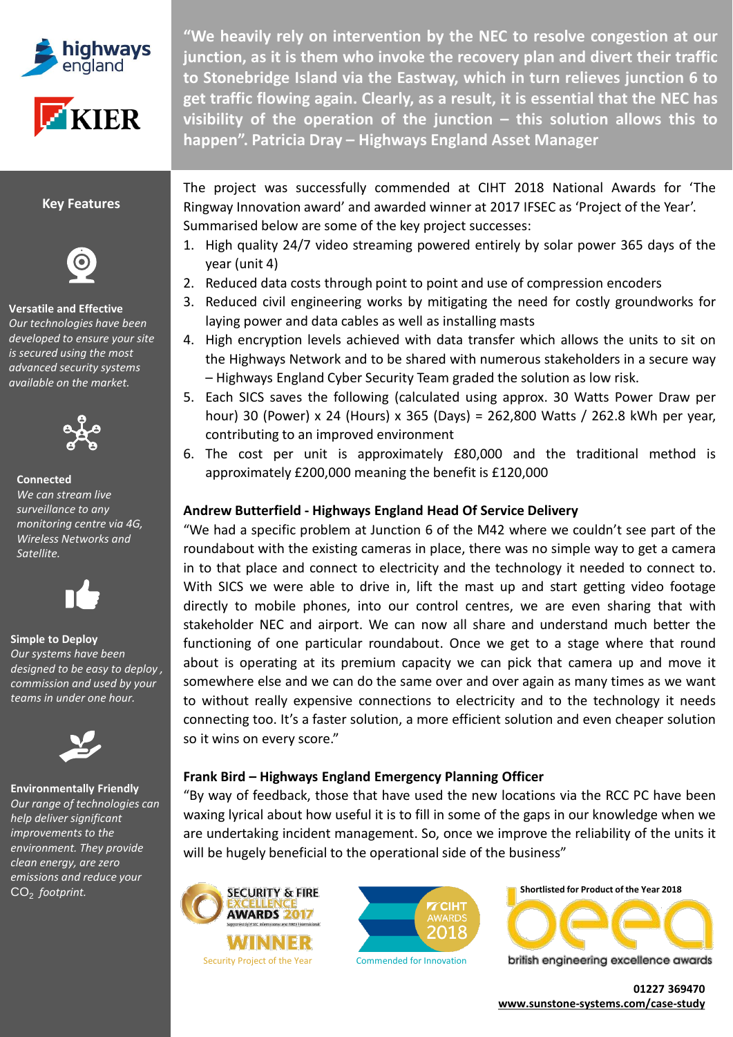**"We heavily rely on intervention by the NEC to resolve congestion at our junction, as it is them who invoke the recovery plan and divert their traffic to Stonebridge Island via the Eastway, which in turn relieves junction 6 to get traffic flowing again. Clearly, as a result, it is essential that the NEC has visibility of the operation of the junction – this solution allows this to happen". Patricia Dray – Highways England Asset Manager**

The project was successfully commended at CIHT 2018 National Awards for 'The Ringway Innovation award' and awarded winner at 2017 IFSEC as 'Project of the Year'. Summarised below are some of the key project successes:

1. High quality 24/7 video streaming powered entirely by solar power 365 days of the year (unit 4)
2. Reduced data costs through point to point and use of compression encoders
3. Reduced civil engineering works by mitigating the need for costly groundworks for laying power and data cables as well as installing masts
4. High encryption levels achieved with data transfer which allows the units to sit on the Highways Network and to be shared with numerous stakeholders in a secure way – Highways England Cyber Security Team graded the solution as low risk.
5. Each SICS saves the following (calculated using approx. 30 Watts Power Draw per hour) 30 (Power) x 24 (Hours) x 365 (Days) = 262,800 Watts / 262.8 kWh per year, contributing to an improved environment
6. The cost per unit is approximately £80,000 and the traditional method is approximately £200,000 meaning the benefit is £120,000

**Andrew Butterfield - Highways England Head Of Service Delivery**

"We had a specific problem at Junction 6 of the M42 where we couldn't see part of the roundabout with the existing cameras in place, there was no simple way to get a camera in to that place and connect to electricity and the technology it needed to connect to. With SICS we were able to drive in, lift the mast up and start getting video footage directly to mobile phones, into our control centres, we are even sharing that with stakeholder NEC and airport. We can now all share and understand much better the functioning of one particular roundabout. Once we get to a stage where that round about is operating at its premium capacity we can pick that camera up and move it somewhere else and we can do the same over and over again as many times as we want to without really expensive connections to electricity and to the technology it needs connecting too. It's a faster solution, a more efficient solution and even cheaper solution so it wins on every score."

**Frank Bird – Highways England Emergency Planning Officer**

"By way of feedback, those that have used the new locations via the RCC PC have been waxing lyrical about how useful it is to fill in some of the gaps in our knowledge when we are undertaking incident management. So, once we improve the reliability of the units it will be hugely beneficial to the operational side of the business"

**Key Features**

**Versatile and Effective**
*Our technologies have been developed to ensure your site is secured using the most advanced security systems available on the market.*

**Connected**
*We can stream live surveillance to any monitoring centre via 4G, Wireless Networks and Satellite.*

**Simple to Deploy**
*Our systems have been designed to be easy to deploy , commission and used by your teams in under one hour.*

**Environmentally Friendly**
*Our range of technologies can help deliver significant improvements to the environment. They provide clean energy, are zero emissions and reduce your $CO_2$ footprint.*

Security & Fire Excellence Awards 2017 WINNER
Security Project of the Year

CIHT Awards 2018
Commended for Innovation

Shortlisted for Product of the Year 2018
british engineering excellence awards

01227 369470
www.sunstone-systems.com/case-study